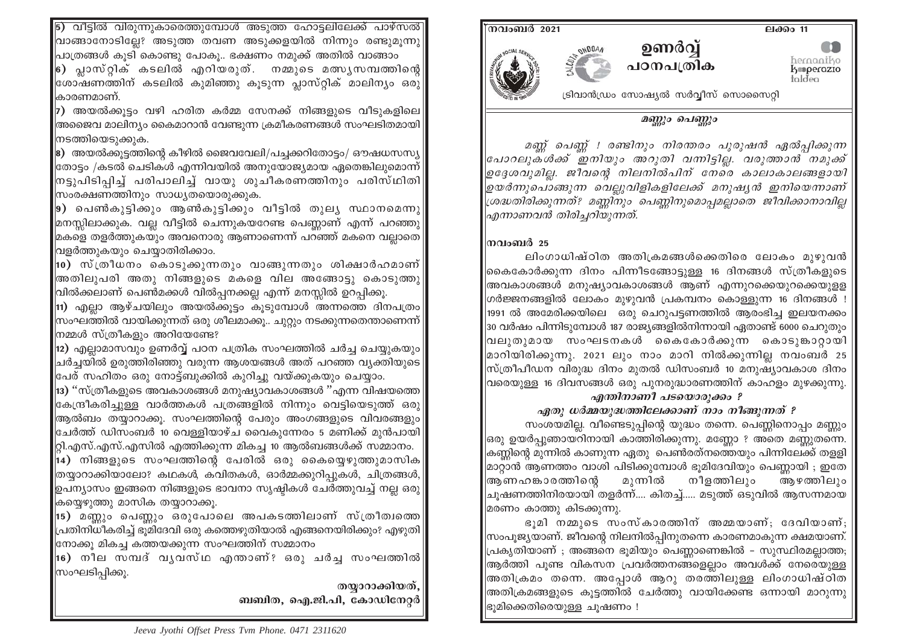**5)** വീട്ടിൽ വിരുന്നുകാരെത്തുമ്പോൾ അടുത്ത ഹോട്ടലിലേക്ക് പാഴ്സൽ വാങ്ങാനോടില്ലേ? അടുത്ത തവണ അടുക്കളയിൽ നിന്നും രണ്ടുമൂന്നു പാത്രങ്ങൾ കൂടി കൊണ്ടു പോകൂ.. ഭക്ഷണം നമുക്ക് അതിൽ വാങ്ങാം

**6)** പ്ലാസ്റ്റിക് കടലിൽ എറിയരുത്. നമ്മുടെ മത്സ്യസമ്പത്തിന്റെ ശോഷണത്തിന് കടലിൽ കുമിഞ്ഞു കൂടുന്ന പ്ലാസ്റ്റിക് മാലിന്യം ഒരു കാരണമാണ്.

**7)** അയൽക്കൂട്ടം വഴി ഹരിത കർമ്മ സേനക്ക് നിങ്ങളുടെ വീടുകളിലെ അജൈവ മാലിന്യം കൈമാറാൻ വേണ്ടുന്ന ക്രമീകരണങ്ങൾ സംഘടിതമായി നടത്തിയെടുക്കുക.

**8)** അയൽക്കൂട്ടത്തിന്റെ കീഴിൽ ജൈവവേലി/പച്ചക്കറിതോട്ടം/ ഔഷധസസ്യ തോട്ടം /കടൽ ചെടികൾ എന്നിവയിൽ അനുയോജ്യമായ ഏതെങ്കിലുമൊന്ന് നട്ടുപിടിപ്പിച്ച് പരിപാലിച്ച് വായു ശുചീകരണത്തിനും പരിസ്ഥിതി സംരക്ഷണത്തിനും സാധ്യതയൊരുക്കുക.

**9)** പെൺകുട്ടിക്കും ആൺകുട്ടിക്കും വീട്ടിൽ തുല്യ സ്ഥാനമെന്നു മനസ്സിലാക്കുക. വല്ല വീട്ടിൽ ചെന്നുകയറേണ്ട പെണ്ണാണ് എന്ന് പറഞ്ഞു മകളെ തളർത്തുകയും അവനൊരു ആണാണെന്ന് പറഞ്ഞ് മകനെ വല്ലാതെ വളർത്തുകയും ചെയ്യാതിരിക്കാം.

**10)** സ്ത്രീധനം കൊടുക്കുന്നതും വാങ്ങുന്നതും ശിക്ഷാർഹമാണ് അതിലുപരി അതു നിങ്ങളുടെ മകളെ വില അങ്ങോട്ടു കൊടുത്തു വിൽക്കലാണ് പെൺമക്കൾ വിൽപ്പനക്കല്ല എന്ന് മനസ്സിൽ ഉറപ്പിക്കൂ.

**11)** എല്ലാ ആഴ്ചയിലും അയൽക്കൂട്ടം കൂടുമ്പോൾ അന്നത്തെ ദിനപത്രം സംഘത്തിൽ വായിക്കുന്നത് ഒരു ശീലമാക്കൂ.. ചുറ്റും നടക്കുന്നതെന്താണെന്ന് നമ്മൾ സ്ത്രീകളും അറിയേണ്ടേ?

**12)** എല്ലാമാസവും ഉണർവ്വ് പഠന പത്രിക സംഘത്തിൽ ചർച്ച ചെയ്യുകയും ചർച്ചയിൽ ഉരുത്തിരിഞ്ഞു വരുന്ന ആശയങ്ങൾ അത് പറഞ്ഞ വ്യക്തിയുടെ പേര് സഹിതം ഒരു നോട്ട്ബുക്കിൽ കുറിച്ചു വയ്ക്കുകയും ചെയ്യാം.

**13)** "സ്ത്രീകളുടെ അവകാശങ്ങൾ മനുഷ്യാവകാശങ്ങൾ "എന്ന വിഷയത്തെ കേന്ദ്രീകരിച്ചുള്ള വാർത്തകൾ പത്രങ്ങളിൽ നിന്നും വെട്ടിയെടുത്ത് ഒരു ആൽബം തയ്യാറാക്കൂ. സംഘത്തിന്റെ പേരും അംഗങ്ങളുടെ വിവരങ്ങളും ചേർത്ത് ഡിസംബർ 10 വെള്ളിയാഴ്ച വൈകുന്നേരം 5 മണിക്ക് മുൻപായി റ്റി.എസ്.എസ്.എസിൽ എത്തിക്കുന്ന മികച്ച 10 ആൽബങ്ങൾക്ക് സമ്മാനം.

**14)** നിങ്ങളുടെ സംഘത്തിന്റെ പേരിൽ ഒരു കൈയ്യെഴുത്തുമാസിക തയ്യാറാക്കിയാലോ? കഥകൾ, കവിതകൾ, ഓർമ്മക്കുറിപ്പുകൾ, ചിത്രങ്ങൾ, ഉപന്യാസം ഇങ്ങനെ നിങ്ങളുടെ ഭാവനാ സൃഷ്ടികൾ ചേർത്തുവച്ച് നല്ല ഒരു കയ്യെഴുത്തു മാസിക തയ്യാറാക്കൂ.

**15)** മണ്ണും പെണ്ണും ഒരുപോലെ അപകടത്തിലാണ് സ്ത്രീത്വത്തെ പ്രതിനിധീകരിച്ച് ഭൂമിദേവി ഒരു കത്തെഴുതിയാൽ എങ്ങനെയിരിക്കും? എഴുതി നോക്കൂ മികച്ച കത്തയക്കുന്ന സംഘത്തിന് സമ്മാനം

**16)** നീല സമ്പദ് വ്യവസ്ഥ എന്താണ്? ഒരു ചർച്ച സംഘത്തിൽ സംഘടിപ്പിക്കൂ.

തയ്യാറാക്കിയത്,
ബബിത, ഐ.ജി.പി, കോഡിനേറ്റർ

Jeeva Jyothi Offset Press Tvm Phone. 0471 2311620

നവംബർ 2021 ലക്കം 11

# ഉണർവ്വ് പഠനപത്രിക

ട്രിവാൻഡ്രം സോഷ്യൽ സർവ്വീസ് സൊസൈറ്റി

## *മണ്ണും പെണ്ണും*

*മണ്ണ് പെണ്ണ് ! രണ്ടിനും നിരന്തരം പുരുഷൻ ഏൽപ്പിക്കുന്ന പോറലുകൾക്ക് ഇനിയും അറുതി വന്നിട്ടില്ല. വരുത്താൻ നമുക്ക് ഉദ്ദേശവുമില്ല. ജീവന്റെ നിലനിൽപിന് നേരെ കാലാകാലങ്ങളായി ഉയർന്നുപൊങ്ങുന്ന വെല്ലുവിളികളിലേക്ക് മനുഷ്യൻ ഇനിയെന്നാണ് ശ്രദ്ധതിരിക്കുന്നത്? മണ്ണിനും പെണ്ണിനുമൊപ്പമല്ലാതെ ജീവിക്കാനാവില്ല എന്നാണവൻ തിരിച്ചറിയുന്നത്.*

### നവംബർ 25

ലിംഗാധിഷ്ഠിത അതിക്രമങ്ങൾക്കെതിരെ ലോകം മുഴുവൻ കൈകോർക്കുന്ന ദിനം പിന്നീടങ്ങോട്ടുള്ള 16 ദിനങ്ങൾ സ്ത്രീകളുടെ അവകാശങ്ങൾ മനുഷ്യാവകാശങ്ങൾ ആണ് എന്നുറക്കെയുറക്കെയുള്ള ഗർജ്ജനങ്ങളിൽ ലോകം മുഴുവൻ പ്രകമ്പനം കൊള്ളുന്ന 16 ദിനങ്ങൾ ! 1991 ൽ അമേരിക്കയിലെ ഒരു ചെറുപട്ടണത്തിൽ ആരംഭിച്ച ഇലയനക്കം 30 വർഷം പിന്നിടുമ്പോൾ 187 രാജ്യങ്ങളിൽനിന്നായി ഏതാണ്ട് 6000 ചെറുതും വലുതുമായ സംഘടനകൾ കൈകോർക്കുന്ന കൊടുങ്കാറ്റായി മാറിയിരിക്കുന്നു. 2021 ലും നാം മാറി നിൽക്കുന്നില്ല നവംബർ 25 സ്ത്രീപീഡന വിരുദ്ധ ദിനം മുതൽ ഡിസംബർ 10 മനുഷ്യാവകാശ ദിനം വരെയുള്ള 16 ദിവസങ്ങൾ ഒരു പുനരുദ്ധാരണത്തിന് കാഹളം മുഴക്കുന്നു.

***എന്തിനാണീ പടയൊരുക്കം ?***

***ഏതു ധർമ്മയുദ്ധത്തിലേക്കാണ് നാം നീങ്ങുന്നത് ?***

സംശയമില്ല. വീണ്ടെടുപ്പിന്റെ യുദ്ധം തന്നെ. പെണ്ണിനൊപ്പം മണ്ണും ഒരു ഉയർപ്പുണ്ടായറിനായി കാത്തിരിക്കുന്നു. മണ്ണോ ? അതെ മണ്ണുതന്നെ. കണ്ണിന്റെ മുന്നിൽ കാണുന്ന ഏതു പെൺരത്നത്തെയും പിന്നിലേക്ക് തള്ളി മാറ്റാൻ ആണത്തം വാശി പിടിക്കുമ്പോൾ ഭൂമിദേവിയും പെണ്ണായി ; ഇതേ ആണഹങ്കാരത്തിന്റെ മുന്നിൽ നീളത്തിലും ആഴത്തിലും ചൂഷണത്തിനിരയായി തളർന്ന്.... കിതച്ച്..... മടുത്ത് ഒടുവിൽ ആസന്നമായ മരണം കാത്തു കിടക്കുന്നു.

ഭൂമി നമ്മുടെ സംസ്കാരത്തിന് അമ്മയാണ്; ദേവിയാണ്; സംപൂജ്യയാണ്. ജീവന്റെ നിലനിൽപ്പിനുതന്നെ കാരണമാകുന്ന ക്ഷമയാണ്. പ്രകൃതിയാണ് ; അങ്ങനെ ഭൂമിയും പെണ്ണാണെങ്കിൽ – സുസ്ഥിരമല്ലാത്ത; ആർത്തി പൂണ്ട വികസന പ്രവർത്തനങ്ങളെല്ലാം അവൾക്ക് നേരെയുള്ള അതിക്രമം തന്നെ. അപ്പോൾ ആറു തരത്തിലുള്ള ലിംഗാധിഷ്ഠിത അതിക്രമങ്ങളുടെ കൂട്ടത്തിൽ ചേർത്തു വായിക്കേണ്ട ഒന്നായി മാറുന്നു ഭൂമിക്കെതിരെയുള്ള ചൂഷണം !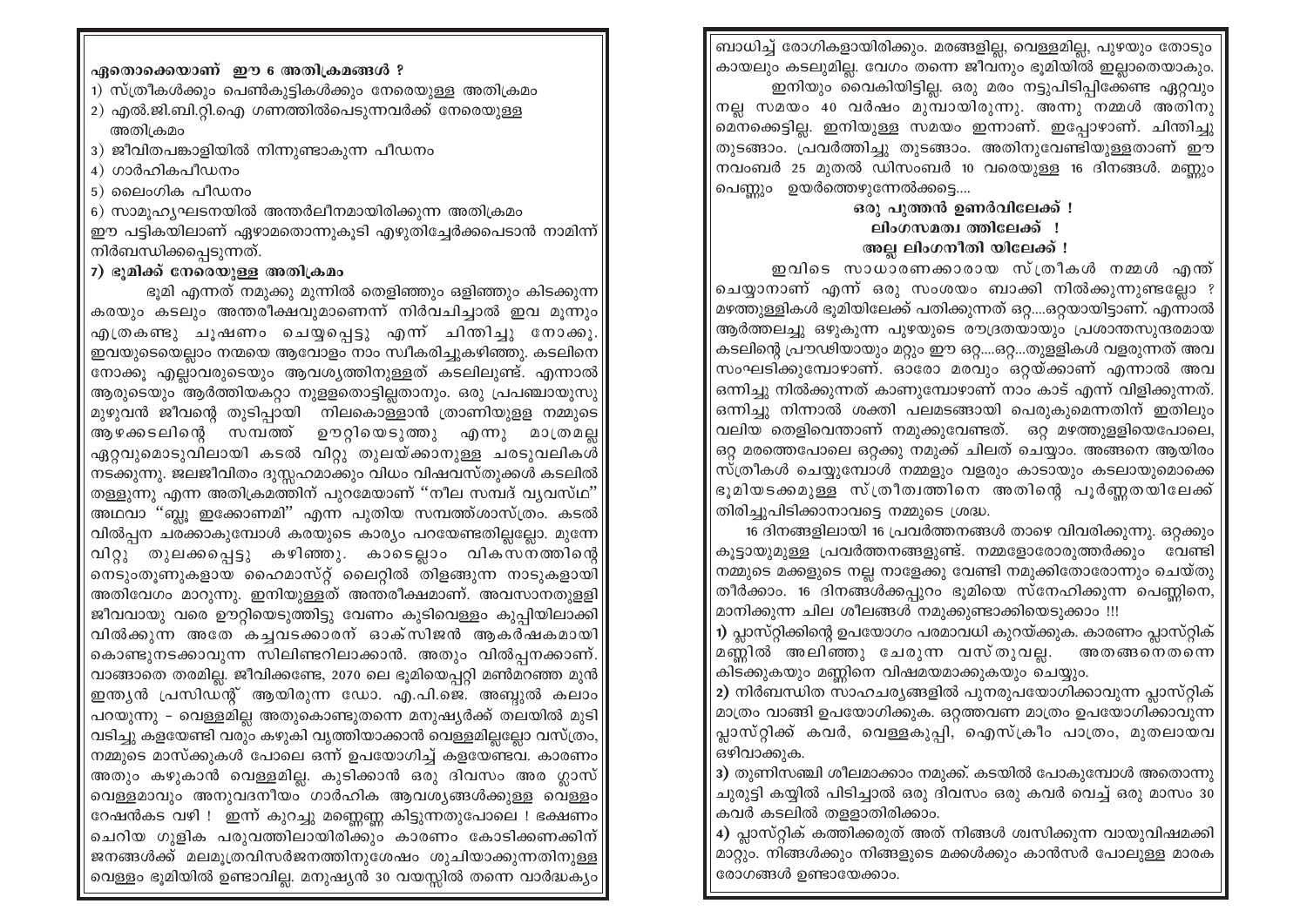**ഏതൊക്കെയാണ് ഈ 6 അതിക്രമങ്ങൾ ?**

1) സ്ത്രീകൾക്കും പെൺകുട്ടികൾക്കും നേരെയുള്ള അതിക്രമം
2) എൽ.ജി.ബി.റ്റി.ഐ ഗണത്തിൽപെടുന്നവർക്ക് നേരെയുള്ള അതിക്രമം
3) ജീവിതപങ്കാളിയിൽ നിന്നുണ്ടാകുന്ന പീഡനം
4) ഗാർഹികപീഡനം
5) ലൈംഗിക പീഡനം
6) സാമൂഹ്യഘടനയിൽ അന്തർലീനമായിരിക്കുന്ന അതിക്രമം

ഈ പട്ടികയിലാണ് ഏഴാമതൊന്നുകൂടി എഴുതിച്ചേർക്കപെടാൻ നാമിന്ന് നിർബന്ധിക്കപ്പെടുന്നത്.

**7) ഭൂമിക്ക് നേരെയുള്ള അതിക്രമം**

ഭൂമി എന്നത് നമുക്കു മുന്നിൽ തെളിഞ്ഞും ഒളിഞ്ഞും കിടക്കുന്ന കരയും കടലും അന്തരീക്ഷവുമാണെന്ന് നിർവചിച്ചാൽ ഇവ മൂന്നും എത്രകണ്ടു ചൂഷണം ചെയ്യപ്പെട്ടു എന്ന് ചിന്തിച്ചു നോക്കൂ. ഇവയുടെയെല്ലാം നന്മയെ ആവോളം നാം സ്വീകരിച്ചുകഴിഞ്ഞു. കടലിനെ നോക്കൂ എല്ലാവരുടെയും ആവശ്യത്തിനുള്ളത് കടലിലുണ്ട്. എന്നാൽ ആരുടെയും ആർത്തിയകറ്റാ നുള്ളതൊട്ടില്ലതാനും. ഒരു പ്രപഞ്ചായുസു മുഴുവൻ ജീവന്റെ തുടിപ്പായി നിലകൊള്ളാൻ ത്രാണിയുള്ള നമ്മുടെ ആഴക്കടലിന്റെ സമ്പത്ത് ഊറ്റിയെടുത്തു എന്നു മാത്രമല്ല ഏറ്റവുമൊടുവിലായി കടൽ വിറ്റു തുലയ്ക്കാനുള്ള ചരടുവലികൾ നടക്കുന്നു. ജലജീവിതം ദുസ്സഹമാക്കും വിധം വിഷവസ്തുക്കൾ കടലിൽ തള്ളുന്നു എന്ന അതിക്രമത്തിന് പുറമേയാണ് "നീല സമ്പദ് വ്യവസ്ഥ" അഥവാ "ബ്ലൂ ഇക്കോണമി" എന്ന പുതിയ സമ്പത്ത്ശാസ്ത്രം. കടൽ വിൽപ്പന ചർക്കാകുമ്പോൾ കരയുടെ കാര്യം പറയേണ്ടതില്ലല്ലോ. മുന്നേ വിറ്റു തുലക്കപ്പെട്ടു കഴിഞ്ഞു. കാടെല്ലാം വികസനത്തിന്റെ നെടുംതൂണുകളായ ഹൈമാസ്റ്റ് ലൈറ്റിൽ തിളങ്ങുന്ന നാടുകളായി അതിവേഗം മാറുന്നു. ഇനിയുള്ളത് അന്തരീക്ഷമാണ്. അവസാനതുള്ളി ജീവവായു വരെ ഊറ്റിയെടുത്തിട്ടു വേണം കുടിവെള്ളം കുപ്പിയിലാക്കി വിൽക്കുന്ന അതേ കച്ചവടക്കാരന് ഓക്സിജൻ ആകർഷകമായി കൊണ്ടുനടക്കാവുന്ന സിലിണ്ടറിലാക്കാൻ. അതും വിൽപ്പനക്കാണ്. വാങ്ങാതെ തരമില്ല. ജീവിക്കണ്ടേ, 2070 ലെ ഭൂമിയെപ്പറ്റി മൺമറഞ്ഞ മുൻ ഇന്ത്യൻ പ്രസിഡന്റ് ആയിരുന്ന ഡോ. എ.പി.ജെ. അബ്ദുൽ കലാം പറയുന്നു – വെള്ളമില്ല അതുകൊണ്ടുതന്നെ മനുഷ്യർക്ക് തലയിൽ മുടി വടിച്ചു കളയേണ്ടി വരും കഴുകി വൃത്തിയാക്കാൻ വെള്ളമില്ലല്ലോ വസ്ത്രം, നമ്മുടെ മാസ്ക്കുകൾ പോലെ ഒന്ന് ഉപയോഗിച്ച് കളയേണ്ടവ. കാരണം അതും കഴുകാൻ വെള്ളമില്ല. കുടിക്കാൻ ഒരു ദിവസം അര ഗ്ലാസ് വെള്ളമാവും അനുവദനീയം ഗാർഹിക ആവശ്യങ്ങൾക്കുള്ള വെള്ളം റേഷൻകട വഴി ! ഇന്ന് കുറച്ചു മണ്ണെണ്ണ കിട്ടുന്നതുപോലെ ! ഭക്ഷണം ചെറിയ ഗുളിക പരുവത്തിലായിരിക്കും കാരണം കോടിക്കണക്കിന് ജനങ്ങൾക്ക് മലമൂത്രവിസർജനത്തിനുശേഷം ശുചിയാക്കുന്നതിനുള്ള വെള്ളം ഭൂമിയിൽ ഉണ്ടാവില്ല. മനുഷ്യൻ 30 വയസ്സിൽ തന്നെ വാർദ്ധക്യം ബാധിച്ച് രോഗികളായിരിക്കും. മരങ്ങളില്ല, വെള്ളമില്ല, പുഴയും തോടും കായലും കടലുമില്ല. വേഗം തന്നെ ജീവനും ഭൂമിയിൽ ഇല്ലാതെയാകും.

ഇനിയും വൈകിയിട്ടില്ല. ഒരു മരം നട്ടുപിടിപ്പിക്കേണ്ട ഏറ്റവും നല്ല സമയം 40 വർഷം മുമ്പായിരുന്നു. അന്നു നമ്മൾ അതിനു മെനക്കെട്ടില്ല. ഇനിയുള്ള സമയം ഇന്നാണ്. ഇപ്പോഴാണ്. ചിന്തിച്ചു തുടങ്ങാം. പ്രവർത്തിച്ചു തുടങ്ങാം. അതിനുവേണ്ടിയുള്ളതാണ് ഈ നവംബർ 25 മുതൽ ഡിസംബർ 10 വരെയുള്ള 16 ദിനങ്ങൾ. മണ്ണും പെണ്ണും ഉയർത്തെഴുന്നേൽക്കട്ടെ....

**ഒരു പുത്തൻ ഉണർവിലേക്ക് !**
**ലിംഗസമത്വ ത്തിലേക്ക് !**
**അല്ല ലിംഗനീതി യിലേക്ക് !**

ഇവിടെ സാധാരണക്കാരായ സ്ത്രീകൾ നമ്മൾ എന്ത് ചെയ്യാനാണ് എന്ന് ഒരു സംശയം ബാക്കി നിൽക്കുന്നുണ്ടല്ലോ ? മഴത്തുള്ളികൾ ഭൂമിയിലേക്ക് പതിക്കുന്നത് ഒറ്റ....ഒറ്റയായിട്ടാണ്. എന്നാൽ ആർത്തലച്ചു ഒഴുകുന്ന പുഴയുടെ രൗദ്രതയായും പ്രശാന്തസുന്ദരമായ കടലിന്റെ പ്രൗഢിയായും മറ്റും ഈ ഒറ്റ....ഒറ്റ...തുള്ളികൾ വളരുന്നത് അവ സംഘടിക്കുമ്പോഴാണ്. ഓരോ മരവും ഒറ്റയ്ക്കാണ് എന്നാൽ അവ ഒന്നിച്ചു നിൽക്കുന്നത് കാണുമ്പോഴാണ് നാം കാട് എന്ന് വിളിക്കുന്നത്. ഒന്നിച്ചു നിന്നാൽ ശക്തി പലമടങ്ങായി പെരുകുമെന്നതിന് ഇതിലും വലിയ തെളിവെന്താണ് നമുക്കുവേണ്ടത്. ഒറ്റ മഴത്തുള്ളിയെപോലെ, ഒറ്റ മരത്തെപോലെ ഒറ്റക്കു നമുക്ക് ചിലത് ചെയ്യാം. അങ്ങനെ ആയിരം സ്ത്രീകൾ ചെയ്യുമ്പോൾ നമ്മളും വളരും കാടായും കടലായുമൊക്കെ ഭൂമിയടക്കമുള്ള സ്ത്രീത്വത്തിനെ അതിന്റെ പൂർണ്ണതയിലേക്ക് തിരിച്ചുപിടിക്കാനാവട്ടെ നമ്മുടെ ശ്രദ്ധ.

16 ദിനങ്ങളിലായി 16 പ്രവർത്തനങ്ങൾ താഴെ വിവരിക്കുന്നു. ഒറ്റക്കും കൂട്ടായുമുള്ള പ്രവർത്തനങ്ങളുണ്ട്. നമ്മളോരോരുത്തർക്കും വേണ്ടി നമ്മുടെ മക്കളുടെ നല്ല നാളേക്കു വേണ്ടി നമുക്കിതോരോന്നും ചെയ്തു തീർക്കാം. 16 ദിനങ്ങൾക്കപ്പുറം ഭൂമിയെ സ്നേഹിക്കുന്ന പെണ്ണിനെ, മാനിക്കുന്ന ചില ശീലങ്ങൾ നമുക്കുണ്ടാക്കിയെടുക്കാം !!!

1) പ്ലാസ്റ്റിക്കിന്റെ ഉപയോഗം പരമാവധി കുറയ്ക്കുക. കാരണം പ്ലാസ്റ്റിക് മണ്ണിൽ അലിഞ്ഞു ചേരുന്ന വസ്തുവല്ല. അതങ്ങനെതന്നെ കിടക്കുകയും മണ്ണിനെ വിഷമയമാക്കുകയും ചെയ്യും.

2) നിർബന്ധിത സാഹചര്യങ്ങളിൽ പുനരുപയോഗിക്കാവുന്ന പ്ലാസ്റ്റിക് മാത്രം വാങ്ങി ഉപയോഗിക്കുക. ഒറ്റത്തവണ മാത്രം ഉപയോഗിക്കാവുന്ന പ്ലാസ്റ്റിക്ക് കവർ, വെള്ളകുപ്പി, ഐസ്ക്രീം പാത്രം, മുതലായവ ഒഴിവാക്കുക.

3) തുണിസഞ്ചി ശീലമാക്കാം നമുക്ക്. കടയിൽ പോകുമ്പോൾ അതൊന്നു ചുരുട്ടി കയ്യിൽ പിടിച്ചാൽ ഒരു ദിവസം ഒരു കവർ വെച്ച് ഒരു മാസം 30 കവർ കടലിൽ തള്ളാതിരിക്കാം.

4) പ്ലാസ്റ്റിക് കത്തിക്കരുത് അത് നിങ്ങൾ ശ്വസിക്കുന്ന വായുവിഷമക്കി മാറ്റും. നിങ്ങൾക്കും നിങ്ങളുടെ മക്കൾക്കും കാൻസർ പോലുള്ള മാരക രോഗങ്ങൾ ഉണ്ടായേക്കാം.